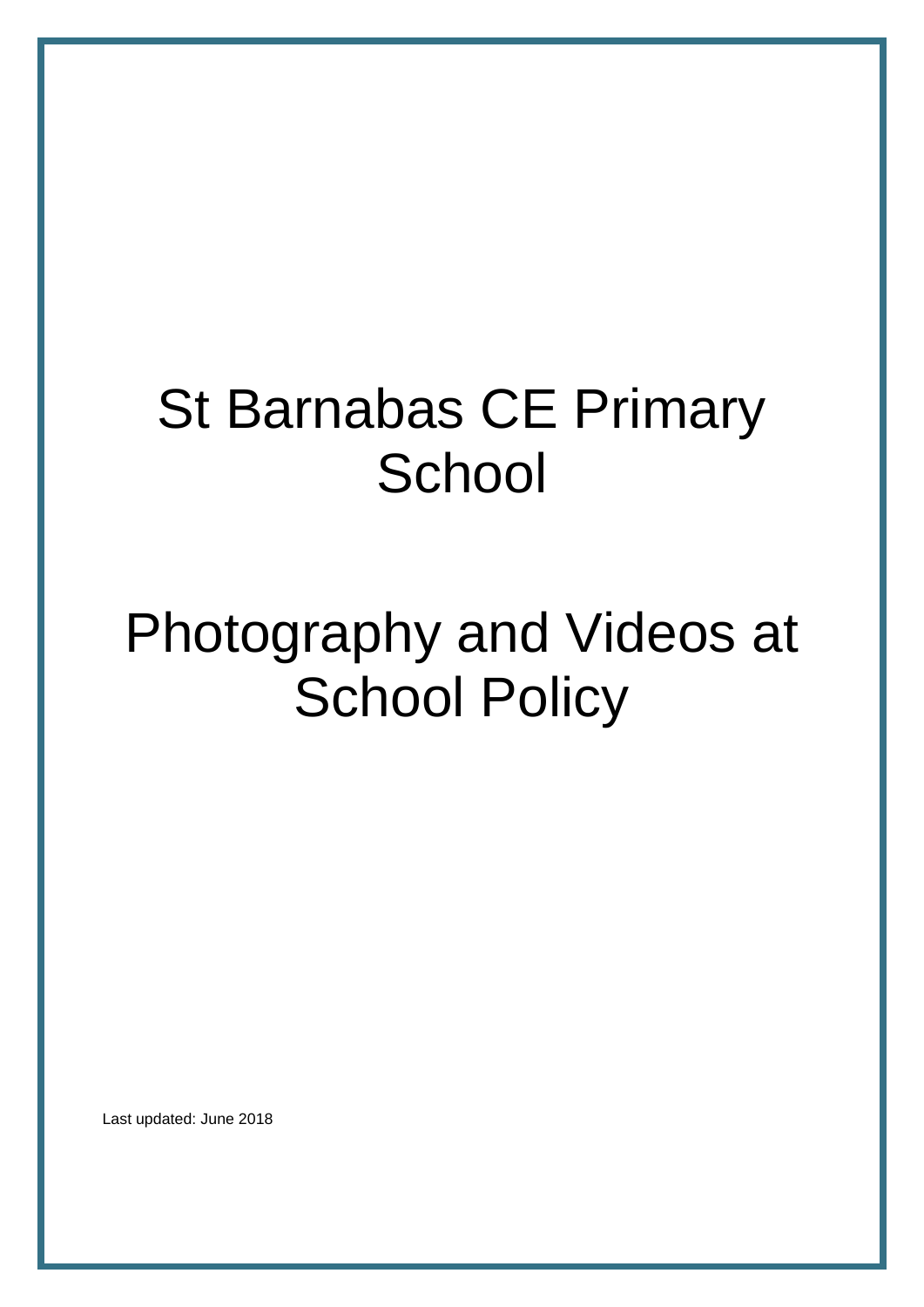# St Barnabas CE Primary School

# Photography and Videos at School Policy

Last updated: June 2018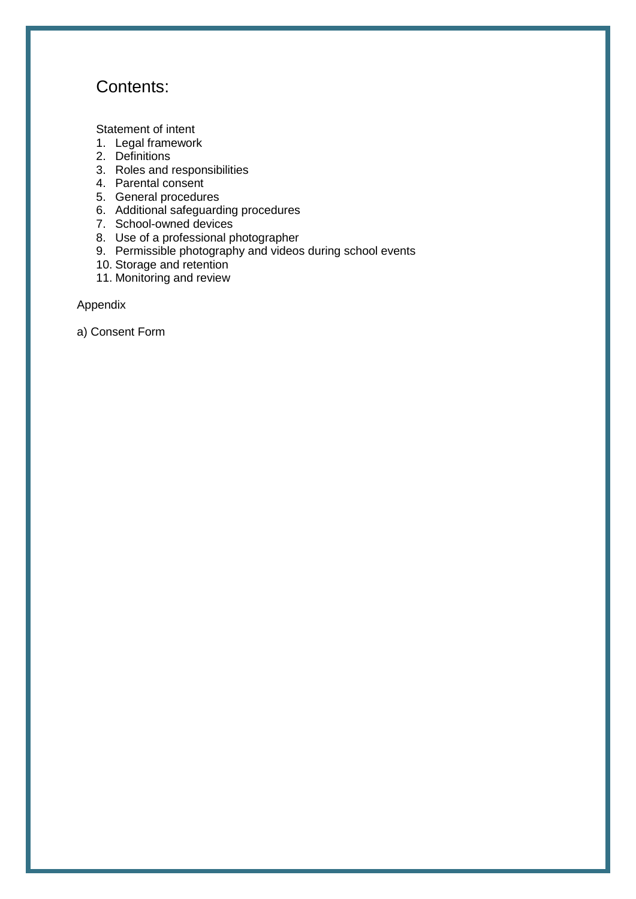# Contents:

Statement of intent

1. Legal framework
2. Definitions
3. Roles and responsibilities
4. Parental consent
5. General procedures
6. Additional safeguarding procedures
7. School-owned devices
8. Use of a professional photographer
9. Permissible photography and videos during school events
10. Storage and retention
11. Monitoring and review

Appendix

a) Consent Form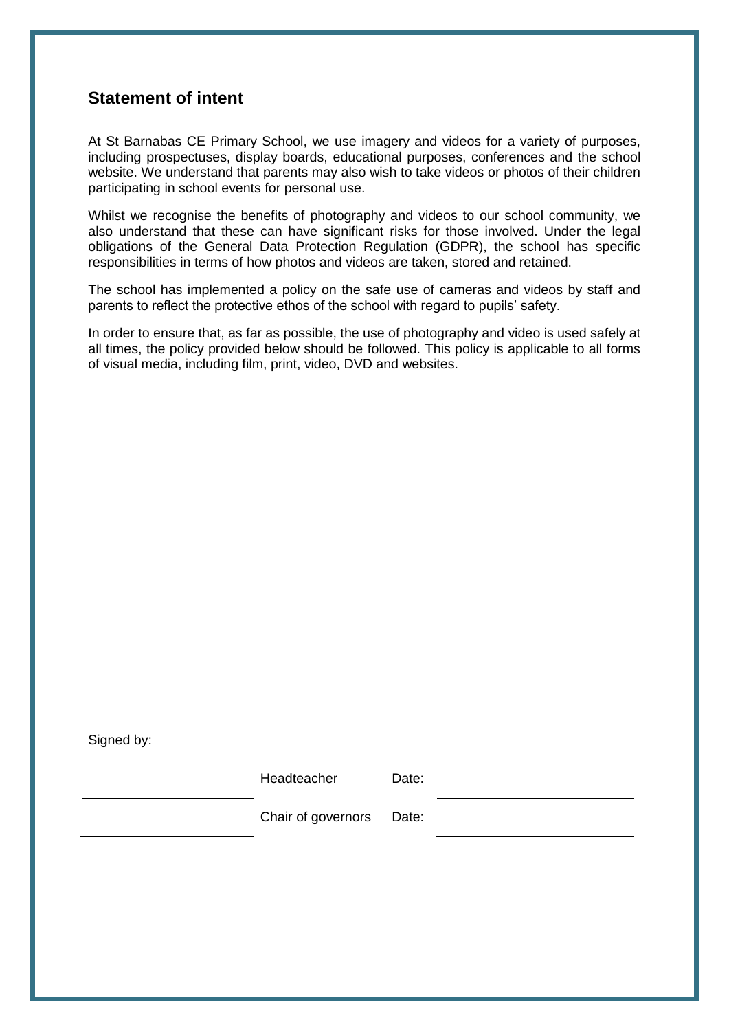## Statement of intent

At St Barnabas CE Primary School, we use imagery and videos for a variety of purposes, including prospectuses, display boards, educational purposes, conferences and the school website. We understand that parents may also wish to take videos or photos of their children participating in school events for personal use.

Whilst we recognise the benefits of photography and videos to our school community, we also understand that these can have significant risks for those involved. Under the legal obligations of the General Data Protection Regulation (GDPR), the school has specific responsibilities in terms of how photos and videos are taken, stored and retained.

The school has implemented a policy on the safe use of cameras and videos by staff and parents to reflect the protective ethos of the school with regard to pupils' safety.

In order to ensure that, as far as possible, the use of photography and video is used safely at all times, the policy provided below should be followed. This policy is applicable to all forms of visual media, including film, print, video, DVD and websites.

Signed by:

| | | | |
|---|---|---|---|
| ______________________ | Headteacher | Date: | ______________________ |
| ______________________ | Chair of governors | Date: | ______________________ |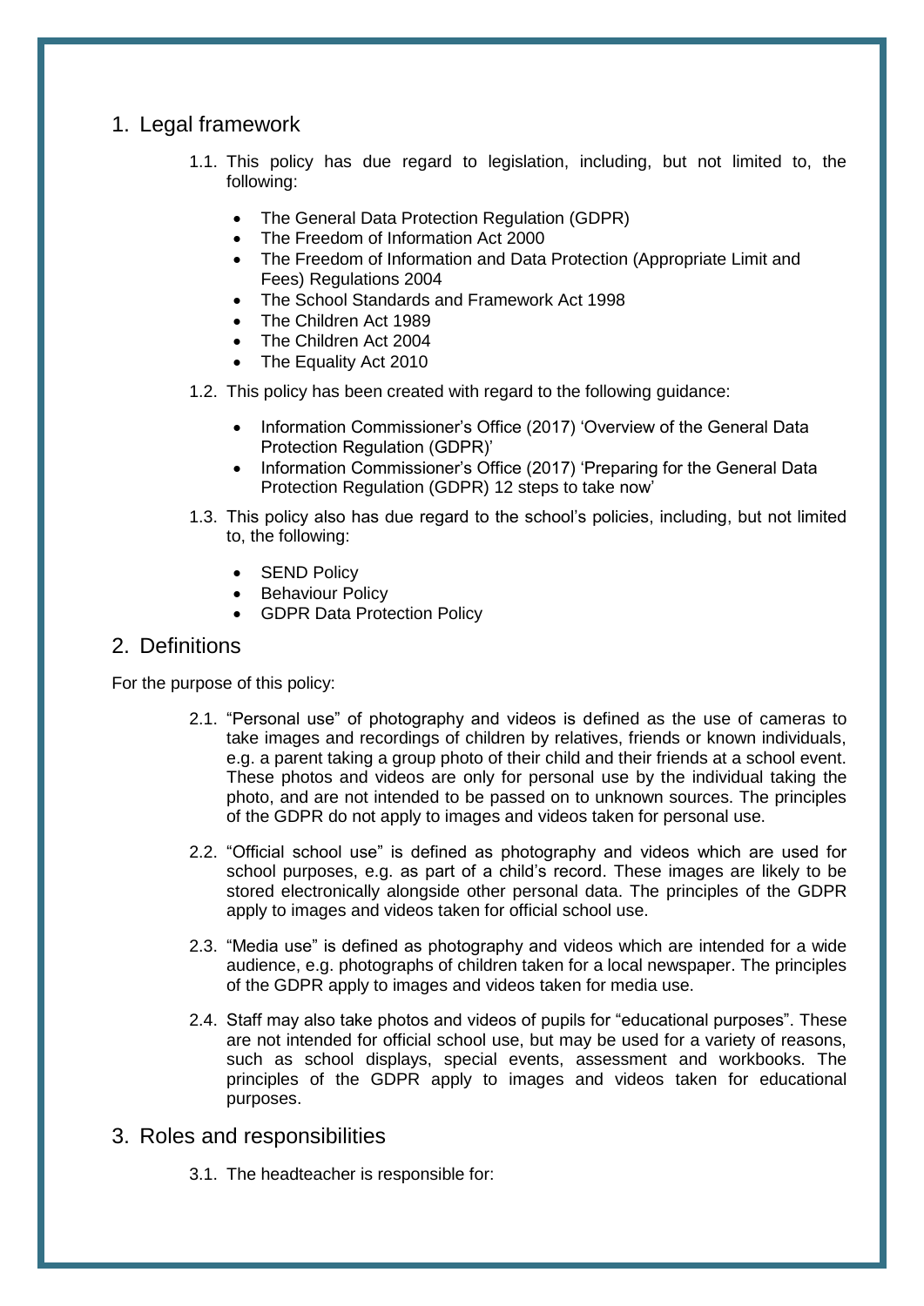## 1. Legal framework

1.1. This policy has due regard to legislation, including, but not limited to, the following:

- The General Data Protection Regulation (GDPR)
- The Freedom of Information Act 2000
- The Freedom of Information and Data Protection (Appropriate Limit and Fees) Regulations 2004
- The School Standards and Framework Act 1998
- The Children Act 1989
- The Children Act 2004
- The Equality Act 2010

1.2. This policy has been created with regard to the following guidance:

- Information Commissioner's Office (2017) 'Overview of the General Data Protection Regulation (GDPR)'
- Information Commissioner's Office (2017) 'Preparing for the General Data Protection Regulation (GDPR) 12 steps to take now'

1.3. This policy also has due regard to the school's policies, including, but not limited to, the following:

- SEND Policy
- Behaviour Policy
- GDPR Data Protection Policy

## 2. Definitions

For the purpose of this policy:

2.1. "Personal use" of photography and videos is defined as the use of cameras to take images and recordings of children by relatives, friends or known individuals, e.g. a parent taking a group photo of their child and their friends at a school event. These photos and videos are only for personal use by the individual taking the photo, and are not intended to be passed on to unknown sources. The principles of the GDPR do not apply to images and videos taken for personal use.

2.2. "Official school use" is defined as photography and videos which are used for school purposes, e.g. as part of a child's record. These images are likely to be stored electronically alongside other personal data. The principles of the GDPR apply to images and videos taken for official school use.

2.3. "Media use" is defined as photography and videos which are intended for a wide audience, e.g. photographs of children taken for a local newspaper. The principles of the GDPR apply to images and videos taken for media use.

2.4. Staff may also take photos and videos of pupils for "educational purposes". These are not intended for official school use, but may be used for a variety of reasons, such as school displays, special events, assessment and workbooks. The principles of the GDPR apply to images and videos taken for educational purposes.

## 3. Roles and responsibilities

3.1. The headteacher is responsible for: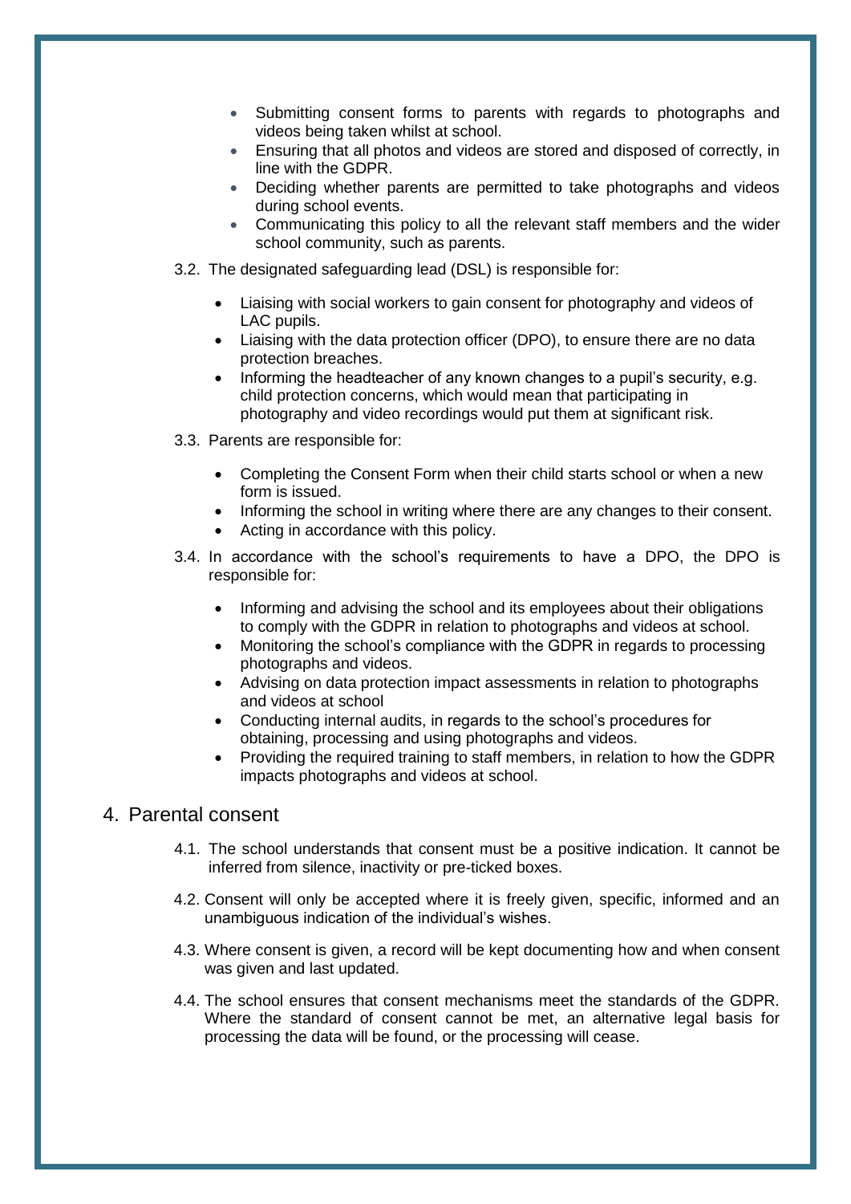- Submitting consent forms to parents with regards to photographs and videos being taken whilst at school.
- Ensuring that all photos and videos are stored and disposed of correctly, in line with the GDPR.
- Deciding whether parents are permitted to take photographs and videos during school events.
- Communicating this policy to all the relevant staff members and the wider school community, such as parents.

3.2. The designated safeguarding lead (DSL) is responsible for:

- Liaising with social workers to gain consent for photography and videos of LAC pupils.
- Liaising with the data protection officer (DPO), to ensure there are no data protection breaches.
- Informing the headteacher of any known changes to a pupil's security, e.g. child protection concerns, which would mean that participating in photography and video recordings would put them at significant risk.

3.3. Parents are responsible for:

- Completing the Consent Form when their child starts school or when a new form is issued.
- Informing the school in writing where there are any changes to their consent.
- Acting in accordance with this policy.

3.4. In accordance with the school's requirements to have a DPO, the DPO is responsible for:

- Informing and advising the school and its employees about their obligations to comply with the GDPR in relation to photographs and videos at school.
- Monitoring the school's compliance with the GDPR in regards to processing photographs and videos.
- Advising on data protection impact assessments in relation to photographs and videos at school
- Conducting internal audits, in regards to the school's procedures for obtaining, processing and using photographs and videos.
- Providing the required training to staff members, in relation to how the GDPR impacts photographs and videos at school.

## 4. Parental consent

4.1. The school understands that consent must be a positive indication. It cannot be inferred from silence, inactivity or pre-ticked boxes.

4.2. Consent will only be accepted where it is freely given, specific, informed and an unambiguous indication of the individual's wishes.

4.3. Where consent is given, a record will be kept documenting how and when consent was given and last updated.

4.4. The school ensures that consent mechanisms meet the standards of the GDPR. Where the standard of consent cannot be met, an alternative legal basis for processing the data will be found, or the processing will cease.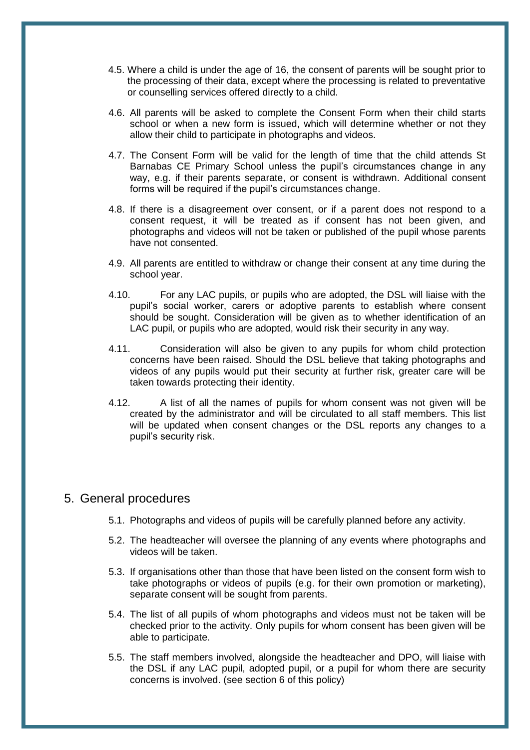4.5. Where a child is under the age of 16, the consent of parents will be sought prior to the processing of their data, except where the processing is related to preventative or counselling services offered directly to a child.

4.6. All parents will be asked to complete the Consent Form when their child starts school or when a new form is issued, which will determine whether or not they allow their child to participate in photographs and videos.

4.7. The Consent Form will be valid for the length of time that the child attends St Barnabas CE Primary School unless the pupil's circumstances change in any way, e.g. if their parents separate, or consent is withdrawn. Additional consent forms will be required if the pupil's circumstances change.

4.8. If there is a disagreement over consent, or if a parent does not respond to a consent request, it will be treated as if consent has not been given, and photographs and videos will not be taken or published of the pupil whose parents have not consented.

4.9. All parents are entitled to withdraw or change their consent at any time during the school year.

4.10. For any LAC pupils, or pupils who are adopted, the DSL will liaise with the pupil's social worker, carers or adoptive parents to establish where consent should be sought. Consideration will be given as to whether identification of an LAC pupil, or pupils who are adopted, would risk their security in any way.

4.11. Consideration will also be given to any pupils for whom child protection concerns have been raised. Should the DSL believe that taking photographs and videos of any pupils would put their security at further risk, greater care will be taken towards protecting their identity.

4.12. A list of all the names of pupils for whom consent was not given will be created by the administrator and will be circulated to all staff members. This list will be updated when consent changes or the DSL reports any changes to a pupil's security risk.

## 5. General procedures

5.1. Photographs and videos of pupils will be carefully planned before any activity.

5.2. The headteacher will oversee the planning of any events where photographs and videos will be taken.

5.3. If organisations other than those that have been listed on the consent form wish to take photographs or videos of pupils (e.g. for their own promotion or marketing), separate consent will be sought from parents.

5.4. The list of all pupils of whom photographs and videos must not be taken will be checked prior to the activity. Only pupils for whom consent has been given will be able to participate.

5.5. The staff members involved, alongside the headteacher and DPO, will liaise with the DSL if any LAC pupil, adopted pupil, or a pupil for whom there are security concerns is involved. (see section 6 of this policy)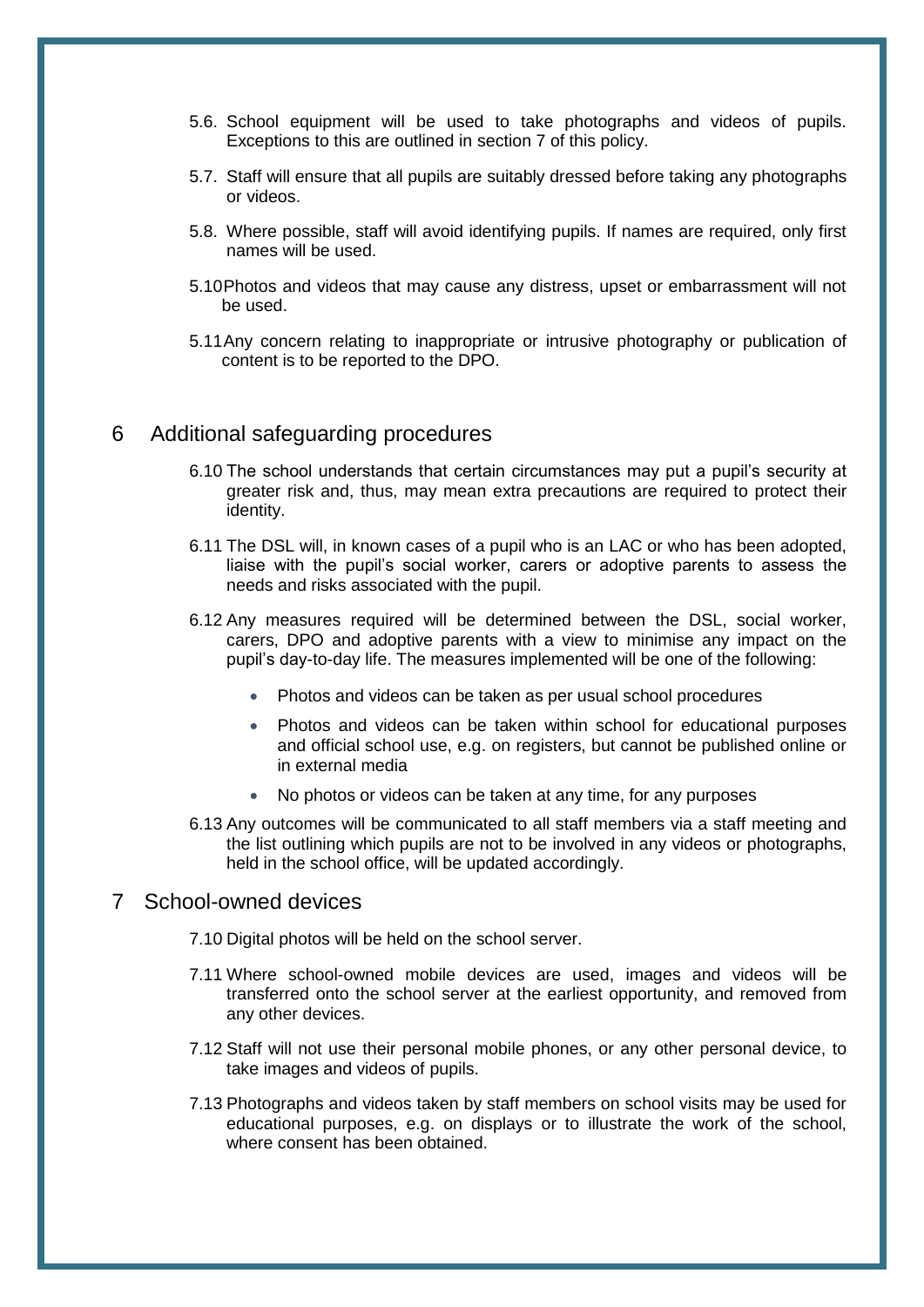5.6. School equipment will be used to take photographs and videos of pupils. Exceptions to this are outlined in section 7 of this policy.

5.7. Staff will ensure that all pupils are suitably dressed before taking any photographs or videos.

5.8. Where possible, staff will avoid identifying pupils. If names are required, only first names will be used.

5.10 Photos and videos that may cause any distress, upset or embarrassment will not be used.

5.11 Any concern relating to inappropriate or intrusive photography or publication of content is to be reported to the DPO.

## 6 Additional safeguarding procedures

6.10 The school understands that certain circumstances may put a pupil's security at greater risk and, thus, may mean extra precautions are required to protect their identity.

6.11 The DSL will, in known cases of a pupil who is an LAC or who has been adopted, liaise with the pupil's social worker, carers or adoptive parents to assess the needs and risks associated with the pupil.

6.12 Any measures required will be determined between the DSL, social worker, carers, DPO and adoptive parents with a view to minimise any impact on the pupil's day-to-day life. The measures implemented will be one of the following:

- Photos and videos can be taken as per usual school procedures
- Photos and videos can be taken within school for educational purposes and official school use, e.g. on registers, but cannot be published online or in external media
- No photos or videos can be taken at any time, for any purposes

6.13 Any outcomes will be communicated to all staff members via a staff meeting and the list outlining which pupils are not to be involved in any videos or photographs, held in the school office, will be updated accordingly.

## 7 School-owned devices

7.10 Digital photos will be held on the school server.

7.11 Where school-owned mobile devices are used, images and videos will be transferred onto the school server at the earliest opportunity, and removed from any other devices.

7.12 Staff will not use their personal mobile phones, or any other personal device, to take images and videos of pupils.

7.13 Photographs and videos taken by staff members on school visits may be used for educational purposes, e.g. on displays or to illustrate the work of the school, where consent has been obtained.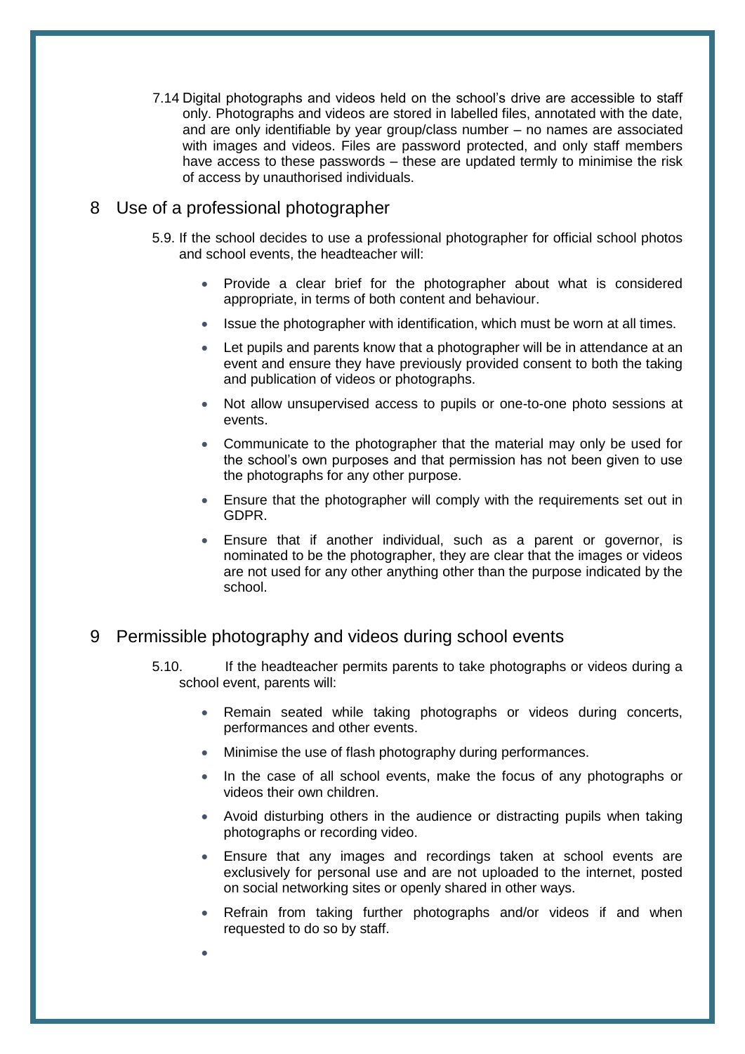7.14 Digital photographs and videos held on the school's drive are accessible to staff only. Photographs and videos are stored in labelled files, annotated with the date, and are only identifiable by year group/class number – no names are associated with images and videos. Files are password protected, and only staff members have access to these passwords – these are updated termly to minimise the risk of access by unauthorised individuals.

## 8 Use of a professional photographer

5.9. If the school decides to use a professional photographer for official school photos and school events, the headteacher will:

- Provide a clear brief for the photographer about what is considered appropriate, in terms of both content and behaviour.
- Issue the photographer with identification, which must be worn at all times.
- Let pupils and parents know that a photographer will be in attendance at an event and ensure they have previously provided consent to both the taking and publication of videos or photographs.
- Not allow unsupervised access to pupils or one-to-one photo sessions at events.
- Communicate to the photographer that the material may only be used for the school's own purposes and that permission has not been given to use the photographs for any other purpose.
- Ensure that the photographer will comply with the requirements set out in GDPR.
- Ensure that if another individual, such as a parent or governor, is nominated to be the photographer, they are clear that the images or videos are not used for any other anything other than the purpose indicated by the school.

## 9 Permissible photography and videos during school events

5.10. If the headteacher permits parents to take photographs or videos during a school event, parents will:

- Remain seated while taking photographs or videos during concerts, performances and other events.
- Minimise the use of flash photography during performances.
- In the case of all school events, make the focus of any photographs or videos their own children.
- Avoid disturbing others in the audience or distracting pupils when taking photographs or recording video.
- Ensure that any images and recordings taken at school events are exclusively for personal use and are not uploaded to the internet, posted on social networking sites or openly shared in other ways.
- Refrain from taking further photographs and/or videos if and when requested to do so by staff.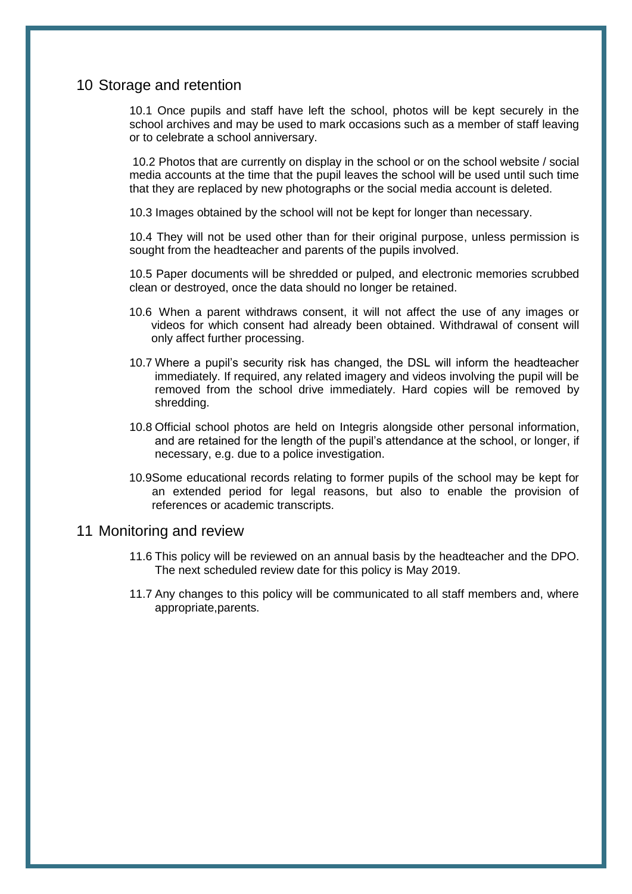## 10 Storage and retention

10.1 Once pupils and staff have left the school, photos will be kept securely in the school archives and may be used to mark occasions such as a member of staff leaving or to celebrate a school anniversary.

10.2 Photos that are currently on display in the school or on the school website / social media accounts at the time that the pupil leaves the school will be used until such time that they are replaced by new photographs or the social media account is deleted.

10.3 Images obtained by the school will not be kept for longer than necessary.

10.4 They will not be used other than for their original purpose, unless permission is sought from the headteacher and parents of the pupils involved.

10.5 Paper documents will be shredded or pulped, and electronic memories scrubbed clean or destroyed, once the data should no longer be retained.

10.6 When a parent withdraws consent, it will not affect the use of any images or videos for which consent had already been obtained. Withdrawal of consent will only affect further processing.

10.7 Where a pupil's security risk has changed, the DSL will inform the headteacher immediately. If required, any related imagery and videos involving the pupil will be removed from the school drive immediately. Hard copies will be removed by shredding.

10.8 Official school photos are held on Integris alongside other personal information, and are retained for the length of the pupil's attendance at the school, or longer, if necessary, e.g. due to a police investigation.

10.9Some educational records relating to former pupils of the school may be kept for an extended period for legal reasons, but also to enable the provision of references or academic transcripts.

## 11 Monitoring and review

11.6 This policy will be reviewed on an annual basis by the headteacher and the DPO. The next scheduled review date for this policy is May 2019.

11.7 Any changes to this policy will be communicated to all staff members and, where appropriate,parents.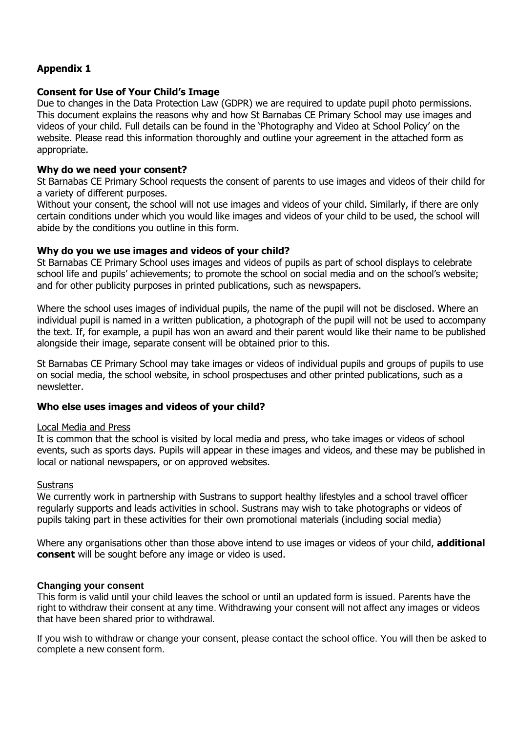## Appendix 1

### Consent for Use of Your Child's Image

Due to changes in the Data Protection Law (GDPR) we are required to update pupil photo permissions. This document explains the reasons why and how St Barnabas CE Primary School may use images and videos of your child. Full details can be found in the 'Photography and Video at School Policy' on the website. Please read this information thoroughly and outline your agreement in the attached form as appropriate.

### Why do we need your consent?

St Barnabas CE Primary School requests the consent of parents to use images and videos of their child for a variety of different purposes.

Without your consent, the school will not use images and videos of your child. Similarly, if there are only certain conditions under which you would like images and videos of your child to be used, the school will abide by the conditions you outline in this form.

### Why do you we use images and videos of your child?

St Barnabas CE Primary School uses images and videos of pupils as part of school displays to celebrate school life and pupils' achievements; to promote the school on social media and on the school's website; and for other publicity purposes in printed publications, such as newspapers.

Where the school uses images of individual pupils, the name of the pupil will not be disclosed. Where an individual pupil is named in a written publication, a photograph of the pupil will not be used to accompany the text. If, for example, a pupil has won an award and their parent would like their name to be published alongside their image, separate consent will be obtained prior to this.

St Barnabas CE Primary School may take images or videos of individual pupils and groups of pupils to use on social media, the school website, in school prospectuses and other printed publications, such as a newsletter.

### Who else uses images and videos of your child?

Local Media and Press

It is common that the school is visited by local media and press, who take images or videos of school events, such as sports days. Pupils will appear in these images and videos, and these may be published in local or national newspapers, or on approved websites.

Sustrans

We currently work in partnership with Sustrans to support healthy lifestyles and a school travel officer regularly supports and leads activities in school. Sustrans may wish to take photographs or videos of pupils taking part in these activities for their own promotional materials (including social media)

Where any organisations other than those above intend to use images or videos of your child, **additional consent** will be sought before any image or video is used.

### Changing your consent

This form is valid until your child leaves the school or until an updated form is issued. Parents have the right to withdraw their consent at any time. Withdrawing your consent will not affect any images or videos that have been shared prior to withdrawal.

If you wish to withdraw or change your consent, please contact the school office. You will then be asked to complete a new consent form.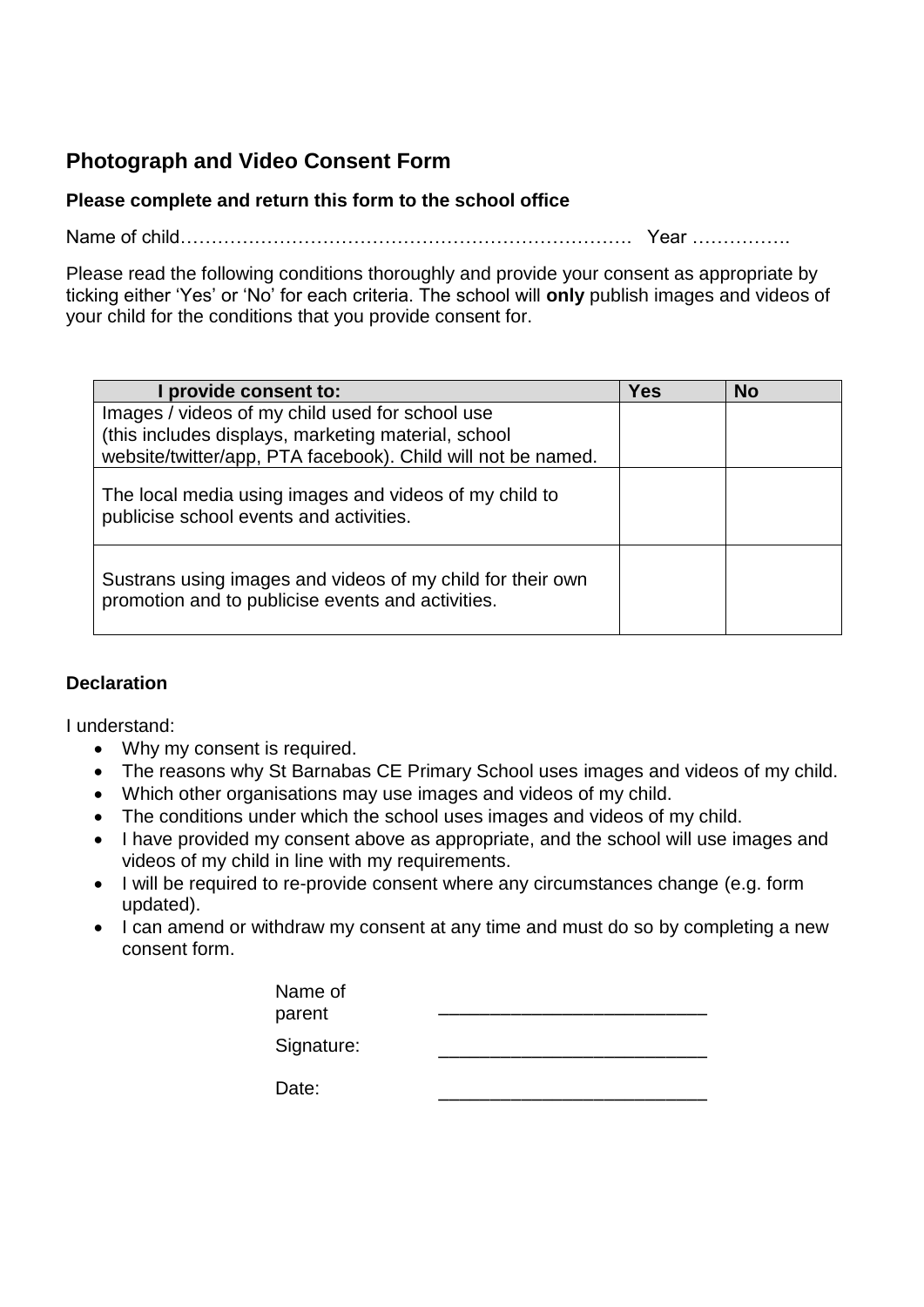## Photograph and Video Consent Form

**Please complete and return this form to the school office**

Name of child………………………………………………………………. Year …………….

Please read the following conditions thoroughly and provide your consent as appropriate by ticking either 'Yes' or 'No' for each criteria. The school will **only** publish images and videos of your child for the conditions that you provide consent for.

| I provide consent to: | Yes | No |
|---|---|---|
| Images / videos of my child used for school use (this includes displays, marketing material, school website/twitter/app, PTA facebook). Child will not be named. | | |
| The local media using images and videos of my child to publicise school events and activities. | | |
| Sustrans using images and videos of my child for their own promotion and to publicise events and activities. | | |

**Declaration**

I understand:

- Why my consent is required.
- The reasons why St Barnabas CE Primary School uses images and videos of my child.
- Which other organisations may use images and videos of my child.
- The conditions under which the school uses images and videos of my child.
- I have provided my consent above as appropriate, and the school will use images and videos of my child in line with my requirements.
- I will be required to re-provide consent where any circumstances change (e.g. form updated).
- I can amend or withdraw my consent at any time and must do so by completing a new consent form.

Name of parent \_\_\_\_\_\_\_\_\_\_\_\_\_\_\_\_\_\_\_\_\_\_\_\_\_\_

Signature: \_\_\_\_\_\_\_\_\_\_\_\_\_\_\_\_\_\_\_\_\_\_\_\_\_\_

Date: \_\_\_\_\_\_\_\_\_\_\_\_\_\_\_\_\_\_\_\_\_\_\_\_\_\_